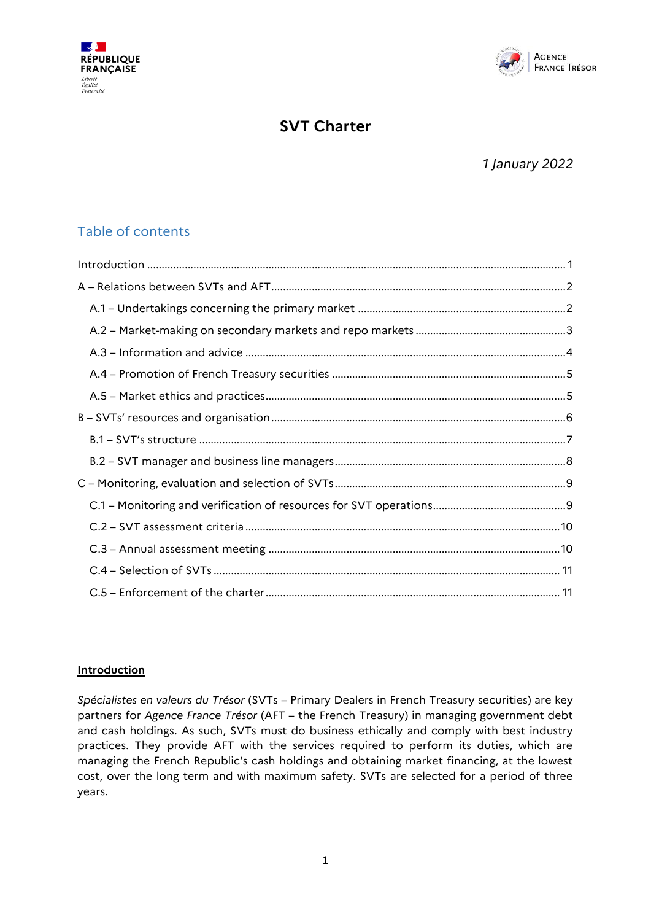RÉPUBLIQUE FRANÇAISE

*Liberté*
*Égalité*
*Fraternité*

AGENCE FRANCE TRÉSOR

# SVT Charter

*1 January 2022*

## Table of contents

Introduction ............ 1

A – Relations between SVTs and AFT ............ 2

- A.1 – Undertakings concerning the primary market ............ 2
- A.2 – Market-making on secondary markets and repo markets ............ 3
- A.3 – Information and advice ............ 4
- A.4 – Promotion of French Treasury securities ............ 5
- A.5 – Market ethics and practices ............ 5

B – SVTs' resources and organisation ............ 6

- B.1 – SVT's structure ............ 7
- B.2 – SVT manager and business line managers ............ 8

C – Monitoring, evaluation and selection of SVTs ............ 9

- C.1 – Monitoring and verification of resources for SVT operations ............ 9
- C.2 – SVT assessment criteria ............ 10
- C.3 – Annual assessment meeting ............ 10
- C.4 – Selection of SVTs ............ 11
- C.5 – Enforcement of the charter ............ 11

## Introduction

*Spécialistes en valeurs du Trésor* (SVTs – Primary Dealers in French Treasury securities) are key partners for *Agence France Trésor* (AFT – the French Treasury) in managing government debt and cash holdings. As such, SVTs must do business ethically and comply with best industry practices. They provide AFT with the services required to perform its duties, which are managing the French Republic's cash holdings and obtaining market financing, at the lowest cost, over the long term and with maximum safety. SVTs are selected for a period of three years.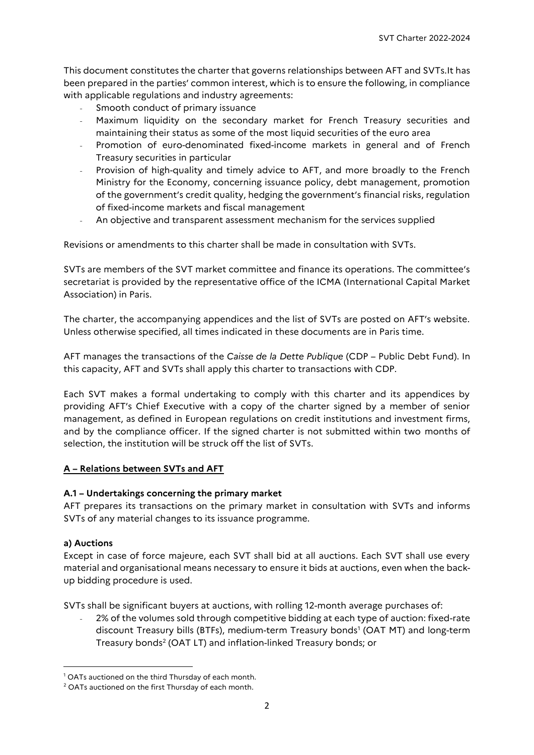This document constitutes the charter that governs relationships between AFT and SVTs.It has been prepared in the parties' common interest, which is to ensure the following, in compliance with applicable regulations and industry agreements:

- Smooth conduct of primary issuance
- Maximum liquidity on the secondary market for French Treasury securities and maintaining their status as some of the most liquid securities of the euro area
- Promotion of euro-denominated fixed-income markets in general and of French Treasury securities in particular
- Provision of high-quality and timely advice to AFT, and more broadly to the French Ministry for the Economy, concerning issuance policy, debt management, promotion of the government's credit quality, hedging the government's financial risks, regulation of fixed-income markets and fiscal management
- An objective and transparent assessment mechanism for the services supplied

Revisions or amendments to this charter shall be made in consultation with SVTs.

SVTs are members of the SVT market committee and finance its operations. The committee's secretariat is provided by the representative office of the ICMA (International Capital Market Association) in Paris.

The charter, the accompanying appendices and the list of SVTs are posted on AFT's website. Unless otherwise specified, all times indicated in these documents are in Paris time.

AFT manages the transactions of the *Caisse de la Dette Publique* (CDP – Public Debt Fund). In this capacity, AFT and SVTs shall apply this charter to transactions with CDP.

Each SVT makes a formal undertaking to comply with this charter and its appendices by providing AFT's Chief Executive with a copy of the charter signed by a member of senior management, as defined in European regulations on credit institutions and investment firms, and by the compliance officer. If the signed charter is not submitted within two months of selection, the institution will be struck off the list of SVTs.

## A – Relations between SVTs and AFT

### A.1 – Undertakings concerning the primary market

AFT prepares its transactions on the primary market in consultation with SVTs and informs SVTs of any material changes to its issuance programme.

#### a) Auctions

Except in case of force majeure, each SVT shall bid at all auctions. Each SVT shall use every material and organisational means necessary to ensure it bids at auctions, even when the back-up bidding procedure is used.

SVTs shall be significant buyers at auctions, with rolling 12-month average purchases of:

- 2% of the volumes sold through competitive bidding at each type of auction: fixed-rate discount Treasury bills (BTFs), medium-term Treasury bonds[1] (OAT MT) and long-term Treasury bonds[2] (OAT LT) and inflation-linked Treasury bonds; or

[1] OATs auctioned on the third Thursday of each month.

[2] OATs auctioned on the first Thursday of each month.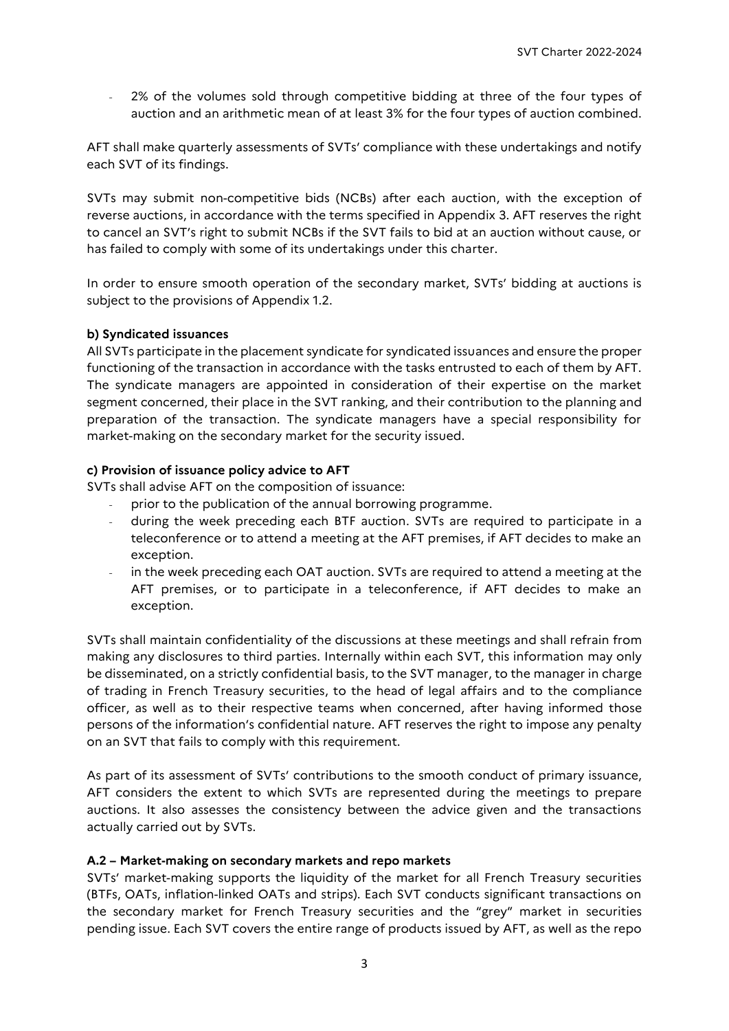- 2% of the volumes sold through competitive bidding at three of the four types of auction and an arithmetic mean of at least 3% for the four types of auction combined.

AFT shall make quarterly assessments of SVTs' compliance with these undertakings and notify each SVT of its findings.

SVTs may submit non-competitive bids (NCBs) after each auction, with the exception of reverse auctions, in accordance with the terms specified in Appendix 3. AFT reserves the right to cancel an SVT's right to submit NCBs if the SVT fails to bid at an auction without cause, or has failed to comply with some of its undertakings under this charter.

In order to ensure smooth operation of the secondary market, SVTs' bidding at auctions is subject to the provisions of Appendix 1.2.

**b) Syndicated issuances**

All SVTs participate in the placement syndicate for syndicated issuances and ensure the proper functioning of the transaction in accordance with the tasks entrusted to each of them by AFT. The syndicate managers are appointed in consideration of their expertise on the market segment concerned, their place in the SVT ranking, and their contribution to the planning and preparation of the transaction. The syndicate managers have a special responsibility for market-making on the secondary market for the security issued.

**c) Provision of issuance policy advice to AFT**

SVTs shall advise AFT on the composition of issuance:

- prior to the publication of the annual borrowing programme.
- during the week preceding each BTF auction. SVTs are required to participate in a teleconference or to attend a meeting at the AFT premises, if AFT decides to make an exception.
- in the week preceding each OAT auction. SVTs are required to attend a meeting at the AFT premises, or to participate in a teleconference, if AFT decides to make an exception.

SVTs shall maintain confidentiality of the discussions at these meetings and shall refrain from making any disclosures to third parties. Internally within each SVT, this information may only be disseminated, on a strictly confidential basis, to the SVT manager, to the manager in charge of trading in French Treasury securities, to the head of legal affairs and to the compliance officer, as well as to their respective teams when concerned, after having informed those persons of the information's confidential nature. AFT reserves the right to impose any penalty on an SVT that fails to comply with this requirement.

As part of its assessment of SVTs' contributions to the smooth conduct of primary issuance, AFT considers the extent to which SVTs are represented during the meetings to prepare auctions. It also assesses the consistency between the advice given and the transactions actually carried out by SVTs.

**A.2 – Market-making on secondary markets and repo markets**

SVTs' market-making supports the liquidity of the market for all French Treasury securities (BTFs, OATs, inflation-linked OATs and strips). Each SVT conducts significant transactions on the secondary market for French Treasury securities and the "grey" market in securities pending issue. Each SVT covers the entire range of products issued by AFT, as well as the repo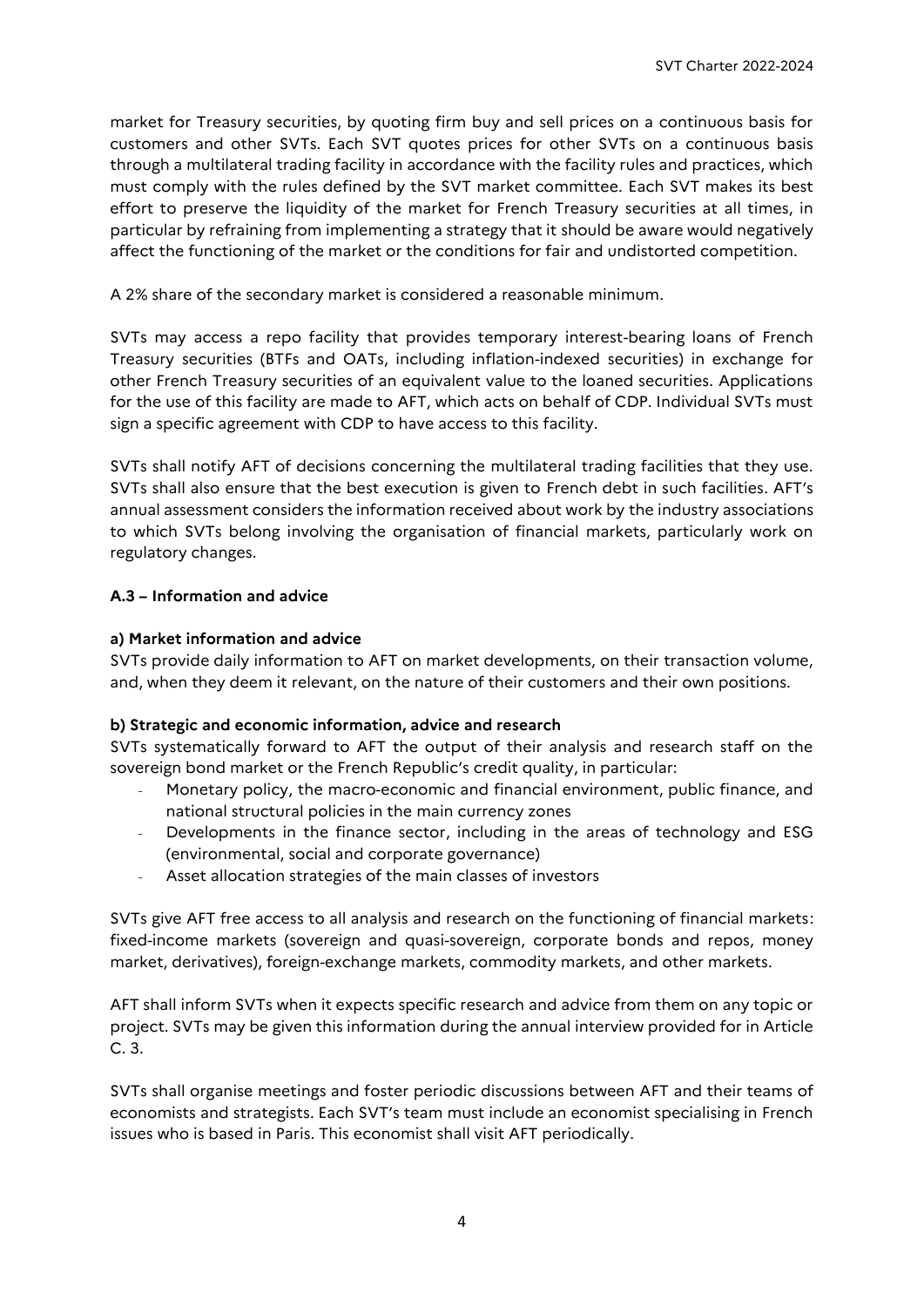market for Treasury securities, by quoting firm buy and sell prices on a continuous basis for customers and other SVTs. Each SVT quotes prices for other SVTs on a continuous basis through a multilateral trading facility in accordance with the facility rules and practices, which must comply with the rules defined by the SVT market committee. Each SVT makes its best effort to preserve the liquidity of the market for French Treasury securities at all times, in particular by refraining from implementing a strategy that it should be aware would negatively affect the functioning of the market or the conditions for fair and undistorted competition.

A 2% share of the secondary market is considered a reasonable minimum.

SVTs may access a repo facility that provides temporary interest-bearing loans of French Treasury securities (BTFs and OATs, including inflation-indexed securities) in exchange for other French Treasury securities of an equivalent value to the loaned securities. Applications for the use of this facility are made to AFT, which acts on behalf of CDP. Individual SVTs must sign a specific agreement with CDP to have access to this facility.

SVTs shall notify AFT of decisions concerning the multilateral trading facilities that they use. SVTs shall also ensure that the best execution is given to French debt in such facilities. AFT's annual assessment considers the information received about work by the industry associations to which SVTs belong involving the organisation of financial markets, particularly work on regulatory changes.

### A.3 – Information and advice

#### a) Market information and advice

SVTs provide daily information to AFT on market developments, on their transaction volume, and, when they deem it relevant, on the nature of their customers and their own positions.

#### b) Strategic and economic information, advice and research

SVTs systematically forward to AFT the output of their analysis and research staff on the sovereign bond market or the French Republic's credit quality, in particular:

- Monetary policy, the macro-economic and financial environment, public finance, and national structural policies in the main currency zones
- Developments in the finance sector, including in the areas of technology and ESG (environmental, social and corporate governance)
- Asset allocation strategies of the main classes of investors

SVTs give AFT free access to all analysis and research on the functioning of financial markets: fixed-income markets (sovereign and quasi-sovereign, corporate bonds and repos, money market, derivatives), foreign-exchange markets, commodity markets, and other markets.

AFT shall inform SVTs when it expects specific research and advice from them on any topic or project. SVTs may be given this information during the annual interview provided for in Article C. 3.

SVTs shall organise meetings and foster periodic discussions between AFT and their teams of economists and strategists. Each SVT's team must include an economist specialising in French issues who is based in Paris. This economist shall visit AFT periodically.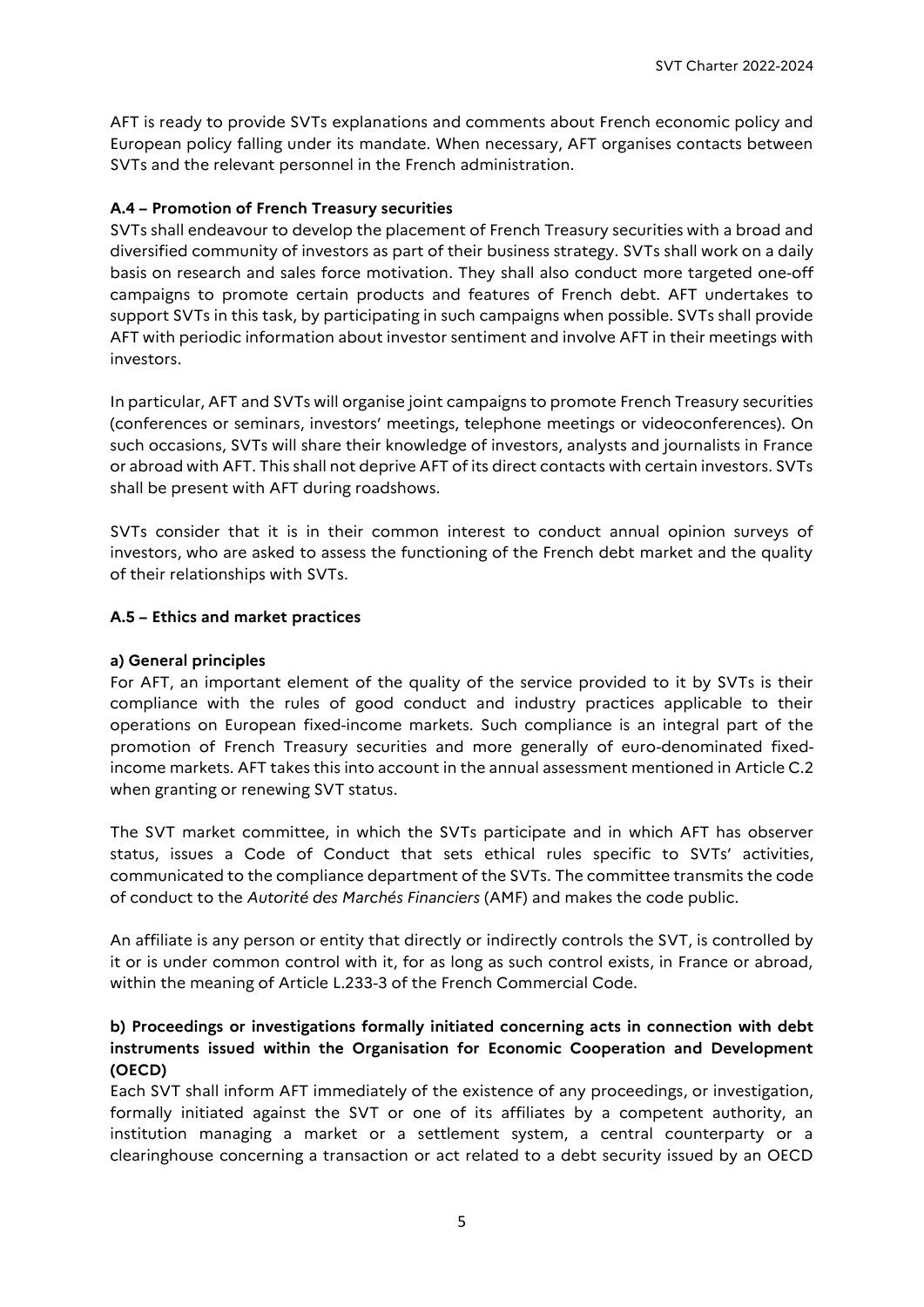AFT is ready to provide SVTs explanations and comments about French economic policy and European policy falling under its mandate. When necessary, AFT organises contacts between SVTs and the relevant personnel in the French administration.

### A.4 – Promotion of French Treasury securities

SVTs shall endeavour to develop the placement of French Treasury securities with a broad and diversified community of investors as part of their business strategy. SVTs shall work on a daily basis on research and sales force motivation. They shall also conduct more targeted one-off campaigns to promote certain products and features of French debt. AFT undertakes to support SVTs in this task, by participating in such campaigns when possible. SVTs shall provide AFT with periodic information about investor sentiment and involve AFT in their meetings with investors.

In particular, AFT and SVTs will organise joint campaigns to promote French Treasury securities (conferences or seminars, investors' meetings, telephone meetings or videoconferences). On such occasions, SVTs will share their knowledge of investors, analysts and journalists in France or abroad with AFT. This shall not deprive AFT of its direct contacts with certain investors. SVTs shall be present with AFT during roadshows.

SVTs consider that it is in their common interest to conduct annual opinion surveys of investors, who are asked to assess the functioning of the French debt market and the quality of their relationships with SVTs.

### A.5 – Ethics and market practices

#### a) General principles

For AFT, an important element of the quality of the service provided to it by SVTs is their compliance with the rules of good conduct and industry practices applicable to their operations on European fixed-income markets. Such compliance is an integral part of the promotion of French Treasury securities and more generally of euro-denominated fixed-income markets. AFT takes this into account in the annual assessment mentioned in Article C.2 when granting or renewing SVT status.

The SVT market committee, in which the SVTs participate and in which AFT has observer status, issues a Code of Conduct that sets ethical rules specific to SVTs' activities, communicated to the compliance department of the SVTs. The committee transmits the code of conduct to the *Autorité des Marchés Financiers* (AMF) and makes the code public.

An affiliate is any person or entity that directly or indirectly controls the SVT, is controlled by it or is under common control with it, for as long as such control exists, in France or abroad, within the meaning of Article L.233-3 of the French Commercial Code.

#### b) Proceedings or investigations formally initiated concerning acts in connection with debt instruments issued within the Organisation for Economic Cooperation and Development (OECD)

Each SVT shall inform AFT immediately of the existence of any proceedings, or investigation, formally initiated against the SVT or one of its affiliates by a competent authority, an institution managing a market or a settlement system, a central counterparty or a clearinghouse concerning a transaction or act related to a debt security issued by an OECD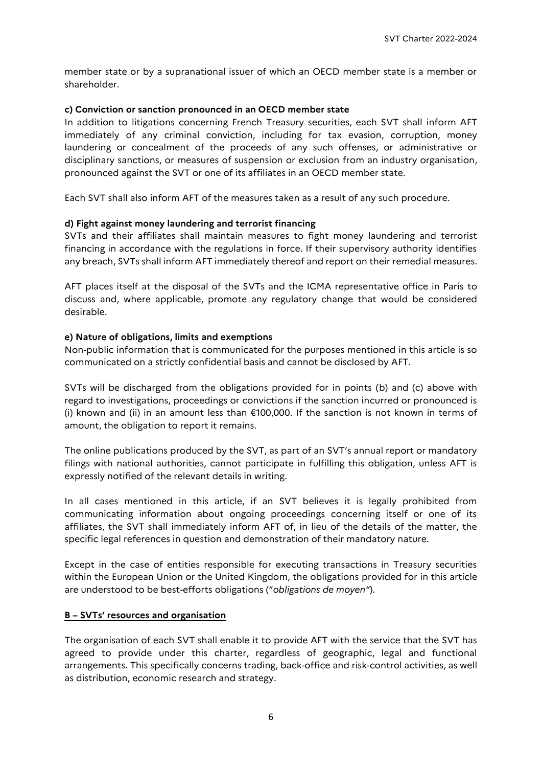member state or by a supranational issuer of which an OECD member state is a member or shareholder.

**c) Conviction or sanction pronounced in an OECD member state**

In addition to litigations concerning French Treasury securities, each SVT shall inform AFT immediately of any criminal conviction, including for tax evasion, corruption, money laundering or concealment of the proceeds of any such offenses, or administrative or disciplinary sanctions, or measures of suspension or exclusion from an industry organisation, pronounced against the SVT or one of its affiliates in an OECD member state.

Each SVT shall also inform AFT of the measures taken as a result of any such procedure.

**d) Fight against money laundering and terrorist financing**

SVTs and their affiliates shall maintain measures to fight money laundering and terrorist financing in accordance with the regulations in force. If their supervisory authority identifies any breach, SVTs shall inform AFT immediately thereof and report on their remedial measures.

AFT places itself at the disposal of the SVTs and the ICMA representative office in Paris to discuss and, where applicable, promote any regulatory change that would be considered desirable.

**e) Nature of obligations, limits and exemptions**

Non-public information that is communicated for the purposes mentioned in this article is so communicated on a strictly confidential basis and cannot be disclosed by AFT.

SVTs will be discharged from the obligations provided for in points (b) and (c) above with regard to investigations, proceedings or convictions if the sanction incurred or pronounced is (i) known and (ii) in an amount less than €100,000. If the sanction is not known in terms of amount, the obligation to report it remains.

The online publications produced by the SVT, as part of an SVT's annual report or mandatory filings with national authorities, cannot participate in fulfilling this obligation, unless AFT is expressly notified of the relevant details in writing.

In all cases mentioned in this article, if an SVT believes it is legally prohibited from communicating information about ongoing proceedings concerning itself or one of its affiliates, the SVT shall immediately inform AFT of, in lieu of the details of the matter, the specific legal references in question and demonstration of their mandatory nature.

Except in the case of entities responsible for executing transactions in Treasury securities within the European Union or the United Kingdom, the obligations provided for in this article are understood to be best-efforts obligations ("*obligations de moyen*").

**B – SVTs' resources and organisation**

The organisation of each SVT shall enable it to provide AFT with the service that the SVT has agreed to provide under this charter, regardless of geographic, legal and functional arrangements. This specifically concerns trading, back-office and risk-control activities, as well as distribution, economic research and strategy.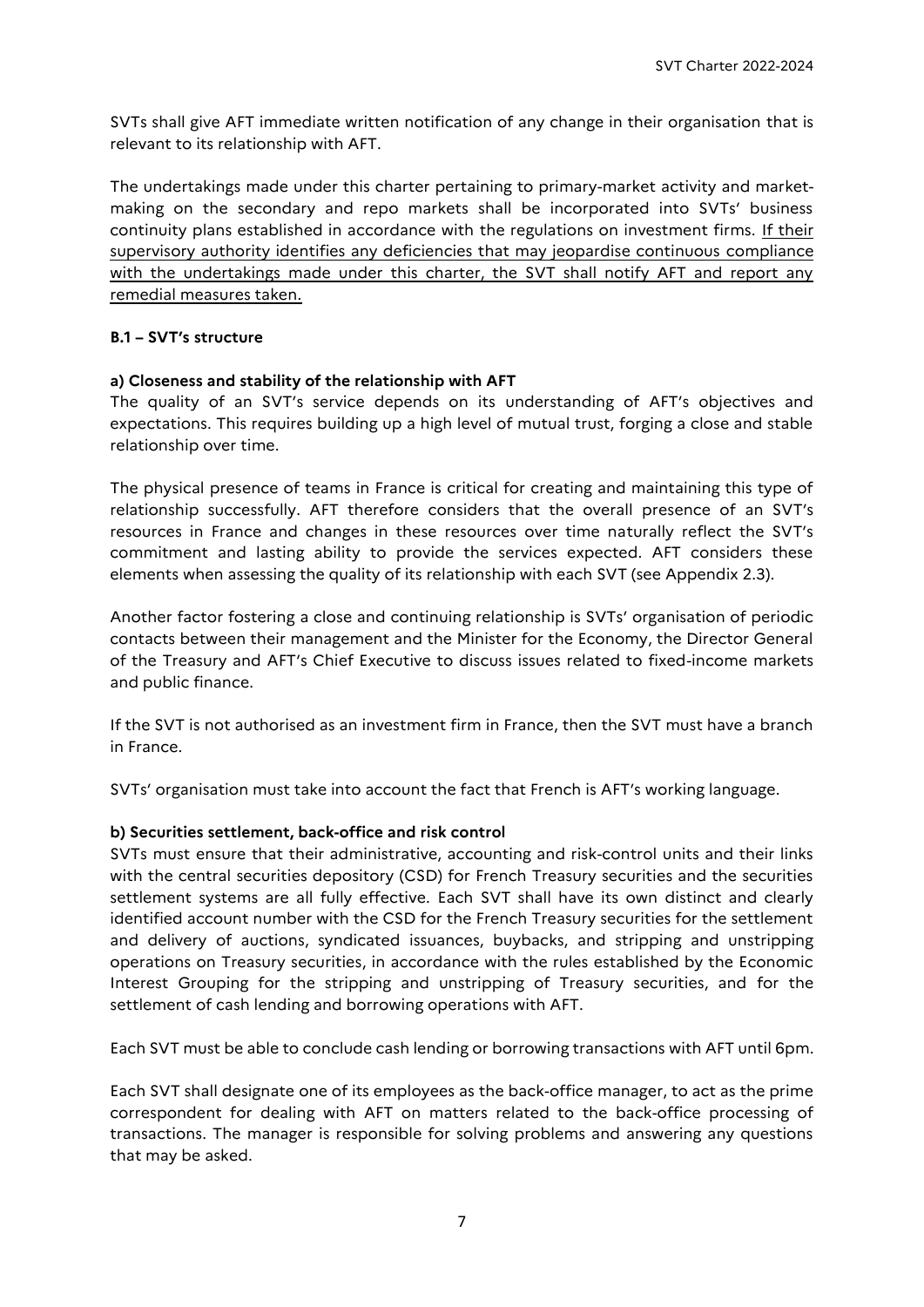SVTs shall give AFT immediate written notification of any change in their organisation that is relevant to its relationship with AFT.

The undertakings made under this charter pertaining to primary-market activity and market-making on the secondary and repo markets shall be incorporated into SVTs' business continuity plans established in accordance with the regulations on investment firms. <u>If their supervisory authority identifies any deficiencies that may jeopardise continuous compliance with the undertakings made under this charter, the SVT shall notify AFT and report any remedial measures taken.</u>

### B.1 – SVT's structure

**a) Closeness and stability of the relationship with AFT**

The quality of an SVT's service depends on its understanding of AFT's objectives and expectations. This requires building up a high level of mutual trust, forging a close and stable relationship over time.

The physical presence of teams in France is critical for creating and maintaining this type of relationship successfully. AFT therefore considers that the overall presence of an SVT's resources in France and changes in these resources over time naturally reflect the SVT's commitment and lasting ability to provide the services expected. AFT considers these elements when assessing the quality of its relationship with each SVT (see Appendix 2.3).

Another factor fostering a close and continuing relationship is SVTs' organisation of periodic contacts between their management and the Minister for the Economy, the Director General of the Treasury and AFT's Chief Executive to discuss issues related to fixed-income markets and public finance.

If the SVT is not authorised as an investment firm in France, then the SVT must have a branch in France.

SVTs' organisation must take into account the fact that French is AFT's working language.

**b) Securities settlement, back-office and risk control**

SVTs must ensure that their administrative, accounting and risk-control units and their links with the central securities depository (CSD) for French Treasury securities and the securities settlement systems are all fully effective. Each SVT shall have its own distinct and clearly identified account number with the CSD for the French Treasury securities for the settlement and delivery of auctions, syndicated issuances, buybacks, and stripping and unstripping operations on Treasury securities, in accordance with the rules established by the Economic Interest Grouping for the stripping and unstripping of Treasury securities, and for the settlement of cash lending and borrowing operations with AFT.

Each SVT must be able to conclude cash lending or borrowing transactions with AFT until 6pm.

Each SVT shall designate one of its employees as the back-office manager, to act as the prime correspondent for dealing with AFT on matters related to the back-office processing of transactions. The manager is responsible for solving problems and answering any questions that may be asked.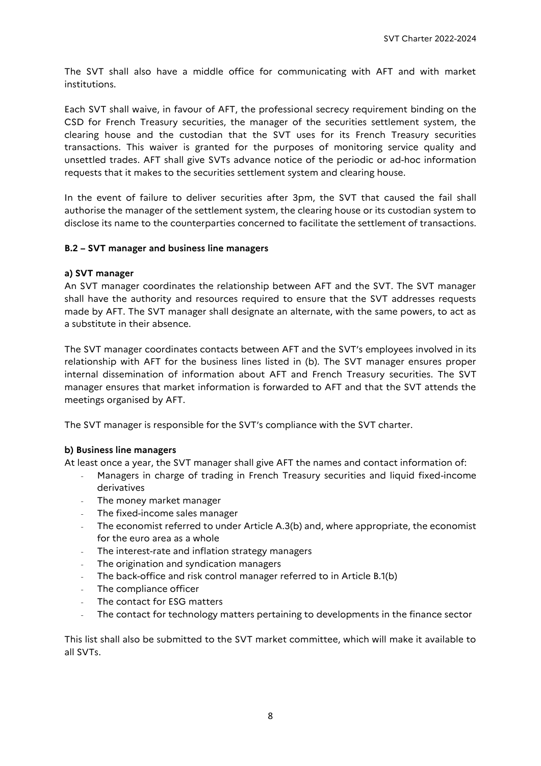The SVT shall also have a middle office for communicating with AFT and with market institutions.

Each SVT shall waive, in favour of AFT, the professional secrecy requirement binding on the CSD for French Treasury securities, the manager of the securities settlement system, the clearing house and the custodian that the SVT uses for its French Treasury securities transactions. This waiver is granted for the purposes of monitoring service quality and unsettled trades. AFT shall give SVTs advance notice of the periodic or ad-hoc information requests that it makes to the securities settlement system and clearing house.

In the event of failure to deliver securities after 3pm, the SVT that caused the fail shall authorise the manager of the settlement system, the clearing house or its custodian system to disclose its name to the counterparties concerned to facilitate the settlement of transactions.

#### B.2 – SVT manager and business line managers

**a) SVT manager**

An SVT manager coordinates the relationship between AFT and the SVT. The SVT manager shall have the authority and resources required to ensure that the SVT addresses requests made by AFT. The SVT manager shall designate an alternate, with the same powers, to act as a substitute in their absence.

The SVT manager coordinates contacts between AFT and the SVT's employees involved in its relationship with AFT for the business lines listed in (b). The SVT manager ensures proper internal dissemination of information about AFT and French Treasury securities. The SVT manager ensures that market information is forwarded to AFT and that the SVT attends the meetings organised by AFT.

The SVT manager is responsible for the SVT's compliance with the SVT charter.

**b) Business line managers**

At least once a year, the SVT manager shall give AFT the names and contact information of:

- Managers in charge of trading in French Treasury securities and liquid fixed-income derivatives
- The money market manager
- The fixed-income sales manager
- The economist referred to under Article A.3(b) and, where appropriate, the economist for the euro area as a whole
- The interest-rate and inflation strategy managers
- The origination and syndication managers
- The back-office and risk control manager referred to in Article B.1(b)
- The compliance officer
- The contact for ESG matters
- The contact for technology matters pertaining to developments in the finance sector

This list shall also be submitted to the SVT market committee, which will make it available to all SVTs.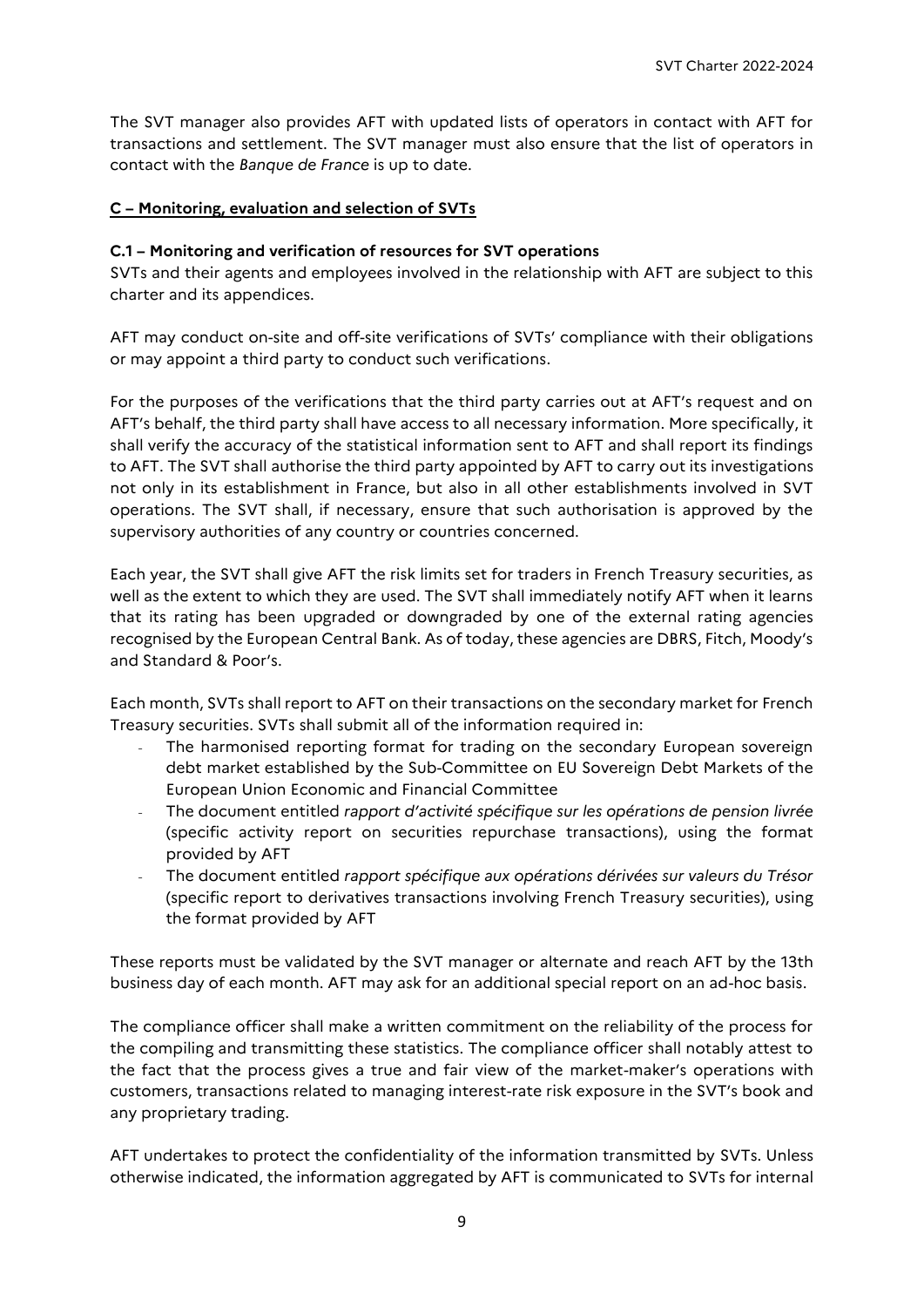The SVT manager also provides AFT with updated lists of operators in contact with AFT for transactions and settlement. The SVT manager must also ensure that the list of operators in contact with the *Banque de France* is up to date.

## C – Monitoring, evaluation and selection of SVTs

### C.1 – Monitoring and verification of resources for SVT operations

SVTs and their agents and employees involved in the relationship with AFT are subject to this charter and its appendices.

AFT may conduct on-site and off-site verifications of SVTs' compliance with their obligations or may appoint a third party to conduct such verifications.

For the purposes of the verifications that the third party carries out at AFT's request and on AFT's behalf, the third party shall have access to all necessary information. More specifically, it shall verify the accuracy of the statistical information sent to AFT and shall report its findings to AFT. The SVT shall authorise the third party appointed by AFT to carry out its investigations not only in its establishment in France, but also in all other establishments involved in SVT operations. The SVT shall, if necessary, ensure that such authorisation is approved by the supervisory authorities of any country or countries concerned.

Each year, the SVT shall give AFT the risk limits set for traders in French Treasury securities, as well as the extent to which they are used. The SVT shall immediately notify AFT when it learns that its rating has been upgraded or downgraded by one of the external rating agencies recognised by the European Central Bank. As of today, these agencies are DBRS, Fitch, Moody's and Standard & Poor's.

Each month, SVTs shall report to AFT on their transactions on the secondary market for French Treasury securities. SVTs shall submit all of the information required in:

- The harmonised reporting format for trading on the secondary European sovereign debt market established by the Sub-Committee on EU Sovereign Debt Markets of the European Union Economic and Financial Committee
- The document entitled *rapport d'activité spécifique sur les opérations de pension livrée* (specific activity report on securities repurchase transactions), using the format provided by AFT
- The document entitled *rapport spécifique aux opérations dérivées sur valeurs du Trésor* (specific report to derivatives transactions involving French Treasury securities), using the format provided by AFT

These reports must be validated by the SVT manager or alternate and reach AFT by the 13th business day of each month. AFT may ask for an additional special report on an ad-hoc basis.

The compliance officer shall make a written commitment on the reliability of the process for the compiling and transmitting these statistics. The compliance officer shall notably attest to the fact that the process gives a true and fair view of the market-maker's operations with customers, transactions related to managing interest-rate risk exposure in the SVT's book and any proprietary trading.

AFT undertakes to protect the confidentiality of the information transmitted by SVTs. Unless otherwise indicated, the information aggregated by AFT is communicated to SVTs for internal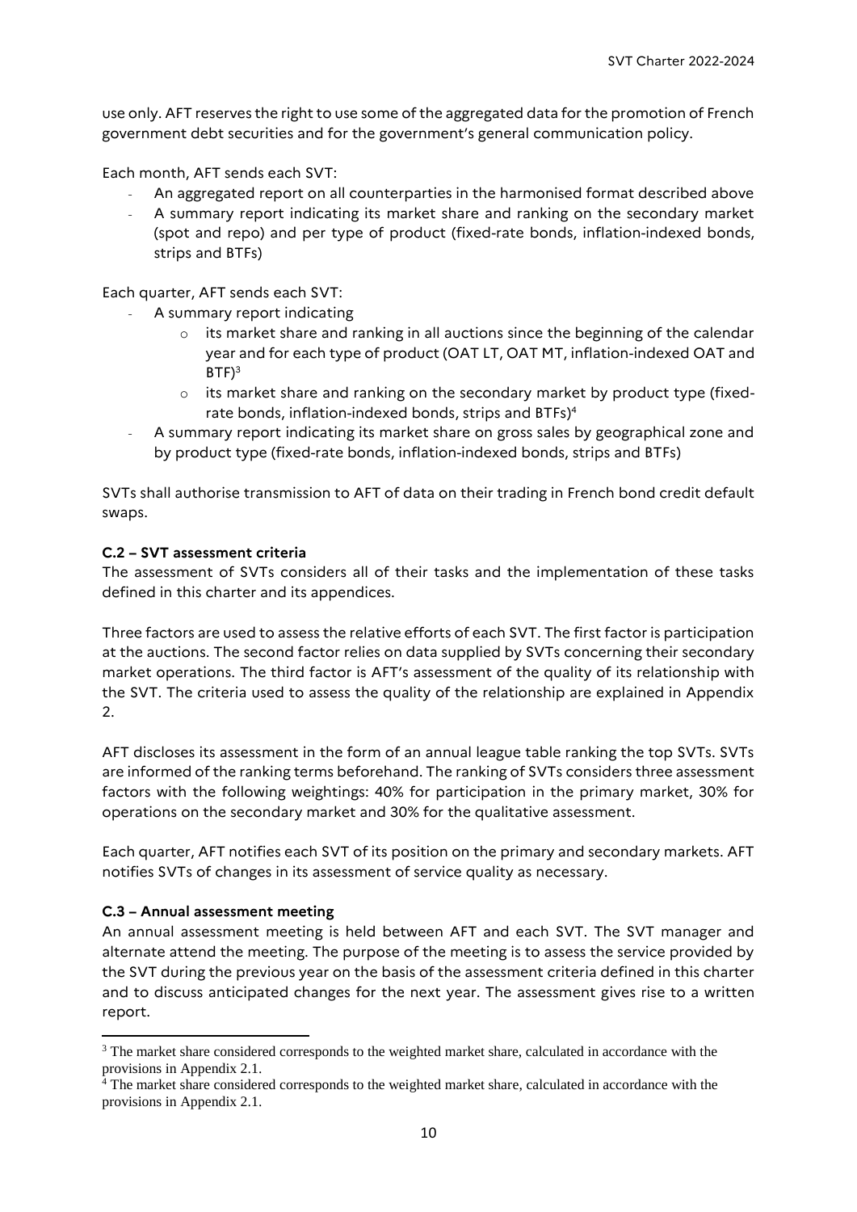use only. AFT reserves the right to use some of the aggregated data for the promotion of French government debt securities and for the government's general communication policy.

Each month, AFT sends each SVT:

- An aggregated report on all counterparties in the harmonised format described above
- A summary report indicating its market share and ranking on the secondary market (spot and repo) and per type of product (fixed-rate bonds, inflation-indexed bonds, strips and BTFs)

Each quarter, AFT sends each SVT:

- A summary report indicating
  - its market share and ranking in all auctions since the beginning of the calendar year and for each type of product (OAT LT, OAT MT, inflation-indexed OAT and BTF)[3]
  - its market share and ranking on the secondary market by product type (fixed-rate bonds, inflation-indexed bonds, strips and BTFs)[4]
- A summary report indicating its market share on gross sales by geographical zone and by product type (fixed-rate bonds, inflation-indexed bonds, strips and BTFs)

SVTs shall authorise transmission to AFT of data on their trading in French bond credit default swaps.

**C.2 – SVT assessment criteria**

The assessment of SVTs considers all of their tasks and the implementation of these tasks defined in this charter and its appendices.

Three factors are used to assess the relative efforts of each SVT. The first factor is participation at the auctions. The second factor relies on data supplied by SVTs concerning their secondary market operations. The third factor is AFT's assessment of the quality of its relationship with the SVT. The criteria used to assess the quality of the relationship are explained in Appendix 2.

AFT discloses its assessment in the form of an annual league table ranking the top SVTs. SVTs are informed of the ranking terms beforehand. The ranking of SVTs considers three assessment factors with the following weightings: 40% for participation in the primary market, 30% for operations on the secondary market and 30% for the qualitative assessment.

Each quarter, AFT notifies each SVT of its position on the primary and secondary markets. AFT notifies SVTs of changes in its assessment of service quality as necessary.

**C.3 – Annual assessment meeting**

An annual assessment meeting is held between AFT and each SVT. The SVT manager and alternate attend the meeting. The purpose of the meeting is to assess the service provided by the SVT during the previous year on the basis of the assessment criteria defined in this charter and to discuss anticipated changes for the next year. The assessment gives rise to a written report.

[3] The market share considered corresponds to the weighted market share, calculated in accordance with the provisions in Appendix 2.1.

[4] The market share considered corresponds to the weighted market share, calculated in accordance with the provisions in Appendix 2.1.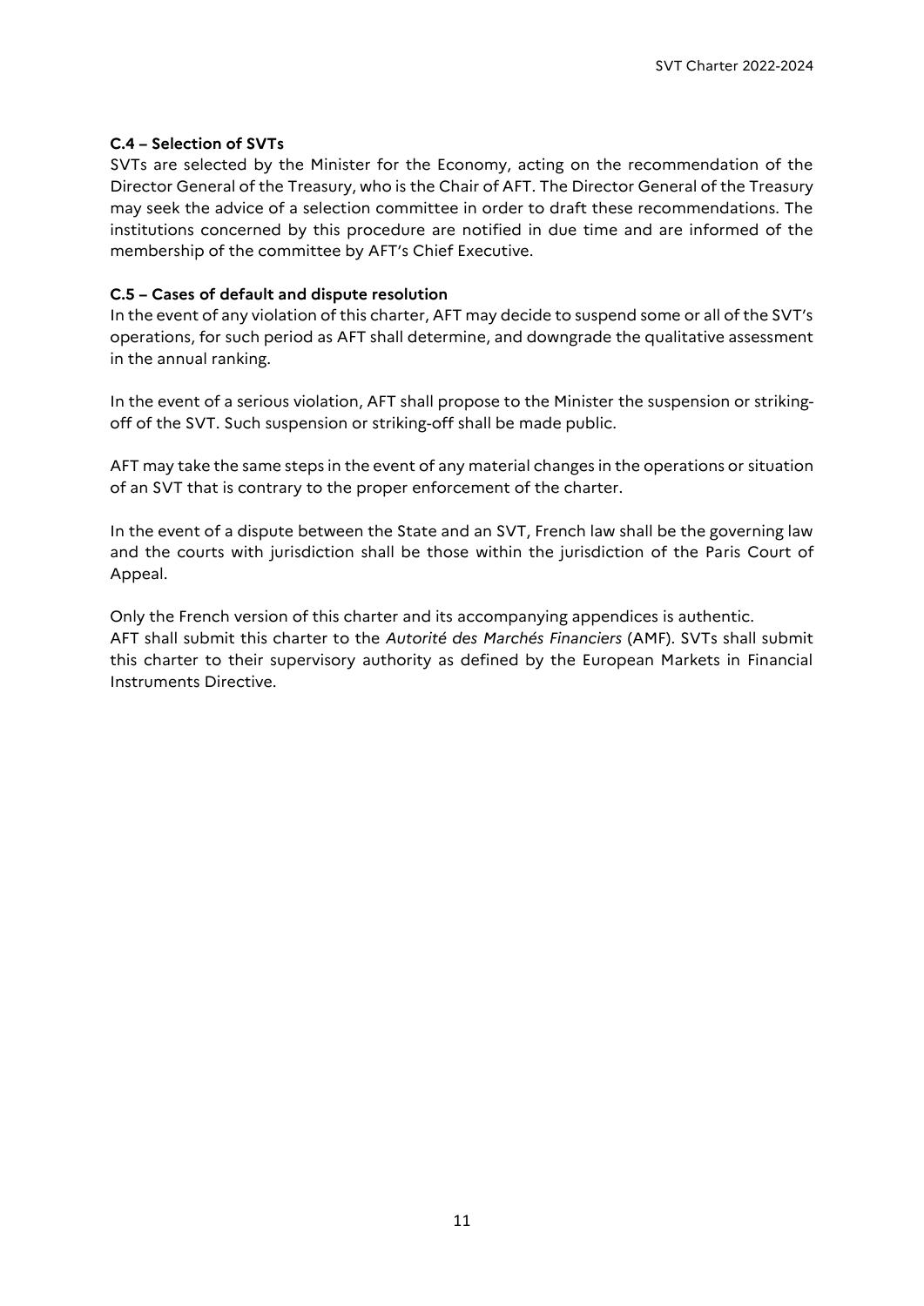#### C.4 – Selection of SVTs

SVTs are selected by the Minister for the Economy, acting on the recommendation of the Director General of the Treasury, who is the Chair of AFT. The Director General of the Treasury may seek the advice of a selection committee in order to draft these recommendations. The institutions concerned by this procedure are notified in due time and are informed of the membership of the committee by AFT's Chief Executive.

#### C.5 – Cases of default and dispute resolution

In the event of any violation of this charter, AFT may decide to suspend some or all of the SVT's operations, for such period as AFT shall determine, and downgrade the qualitative assessment in the annual ranking.

In the event of a serious violation, AFT shall propose to the Minister the suspension or striking-off of the SVT. Such suspension or striking-off shall be made public.

AFT may take the same steps in the event of any material changes in the operations or situation of an SVT that is contrary to the proper enforcement of the charter.

In the event of a dispute between the State and an SVT, French law shall be the governing law and the courts with jurisdiction shall be those within the jurisdiction of the Paris Court of Appeal.

Only the French version of this charter and its accompanying appendices is authentic.
AFT shall submit this charter to the *Autorité des Marchés Financiers* (AMF). SVTs shall submit this charter to their supervisory authority as defined by the European Markets in Financial Instruments Directive.